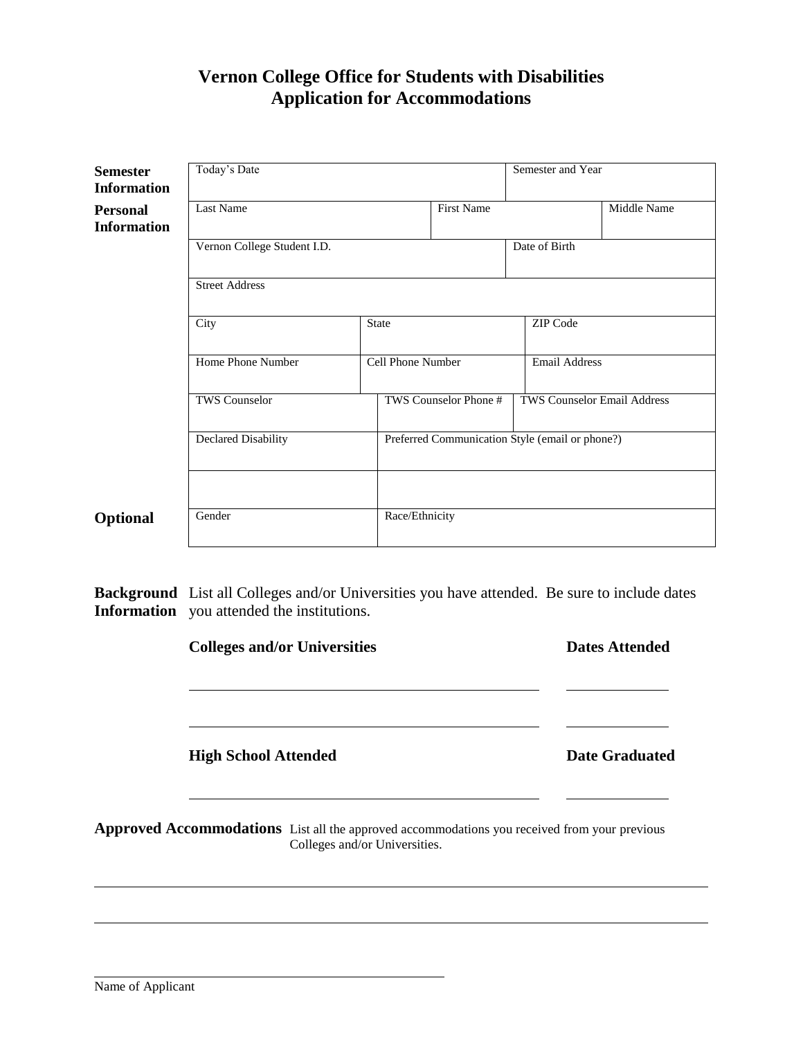# Vernon College Office for Students with Disabilities
# Application for Accommodations

**Semester Information**

| Today's Date | Semester and Year |
|---|---|
| | |

**Personal Information**

| Last Name | First Name | Middle Name |
|---|---|---|
| | | |

| Vernon College Student I.D. | Date of Birth |
|---|---|
| | |

| Street Address |
|---|
| |

| City | State | ZIP Code |
|---|---|---|
| | | |

| Home Phone Number | Cell Phone Number | Email Address |
|---|---|---|
| | | |

| TWS Counselor | TWS Counselor Phone # | TWS Counselor Email Address |
|---|---|---|
| | | |

| Declared Disability | Preferred Communication Style (email or phone?) |
|---|---|
| | |

**Optional**

| Gender | Race/Ethnicity |
|---|---|
| | |

**Background Information** List all Colleges and/or Universities you have attended. Be sure to include dates you attended the institutions.

| **Colleges and/or Universities** | **Dates Attended** |
|---|---|
| | |
| | |

| **High School Attended** | **Date Graduated** |
|---|---|
| | |

**Approved Accommodations** List all the approved accommodations you received from your previous Colleges and/or Universities.

______________________________________________________________________

______________________________________________________________________

______________________________________________
Name of Applicant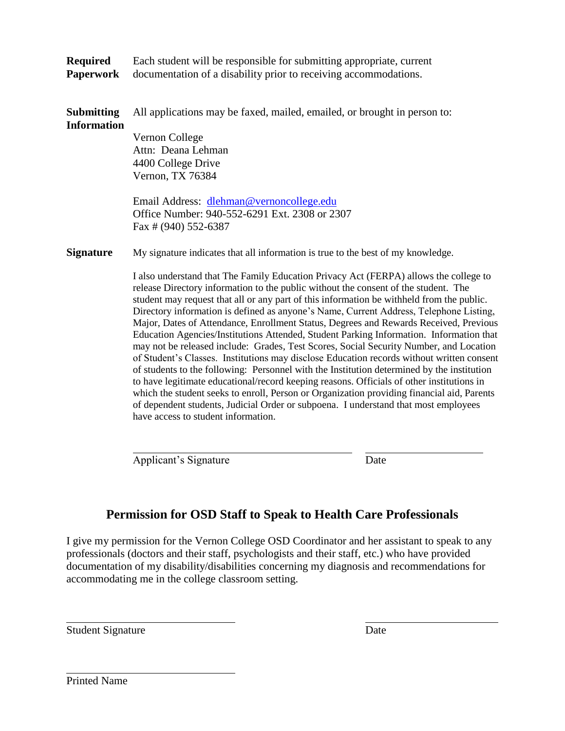**Required Paperwork** Each student will be responsible for submitting appropriate, current documentation of a disability prior to receiving accommodations.

**Submitting Information** All applications may be faxed, mailed, emailed, or brought in person to:

Vernon College
Attn: Deana Lehman
4400 College Drive
Vernon, TX 76384

Email Address: dlehman@vernoncollege.edu
Office Number: 940-552-6291 Ext. 2308 or 2307
Fax # (940) 552-6387

**Signature** My signature indicates that all information is true to the best of my knowledge.

I also understand that The Family Education Privacy Act (FERPA) allows the college to release Directory information to the public without the consent of the student. The student may request that all or any part of this information be withheld from the public. Directory information is defined as anyone's Name, Current Address, Telephone Listing, Major, Dates of Attendance, Enrollment Status, Degrees and Rewards Received, Previous Education Agencies/Institutions Attended, Student Parking Information. Information that may not be released include: Grades, Test Scores, Social Security Number, and Location of Student's Classes. Institutions may disclose Education records without written consent of students to the following: Personnel with the Institution determined by the institution to have legitimate educational/record keeping reasons. Officials of other institutions in which the student seeks to enroll, Person or Organization providing financial aid, Parents of dependent students, Judicial Order or subpoena. I understand that most employees have access to student information.

\_\_\_\_\_\_\_\_\_\_\_\_\_\_\_\_\_\_\_\_\_\_\_\_\_\_\_\_\_\_ \_\_\_\_\_\_\_\_\_\_\_\_\_\_\_\_\_\_
Applicant's Signature Date

## Permission for OSD Staff to Speak to Health Care Professionals

I give my permission for the Vernon College OSD Coordinator and her assistant to speak to any professionals (doctors and their staff, psychologists and their staff, etc.) who have provided documentation of my disability/disabilities concerning my diagnosis and recommendations for accommodating me in the college classroom setting.

\_\_\_\_\_\_\_\_\_\_\_\_\_\_\_\_\_\_\_\_\_\_\_\_ \_\_\_\_\_\_\_\_\_\_\_\_\_\_\_\_\_\_
Student Signature Date

\_\_\_\_\_\_\_\_\_\_\_\_\_\_\_\_\_\_\_\_\_\_\_\_
Printed Name